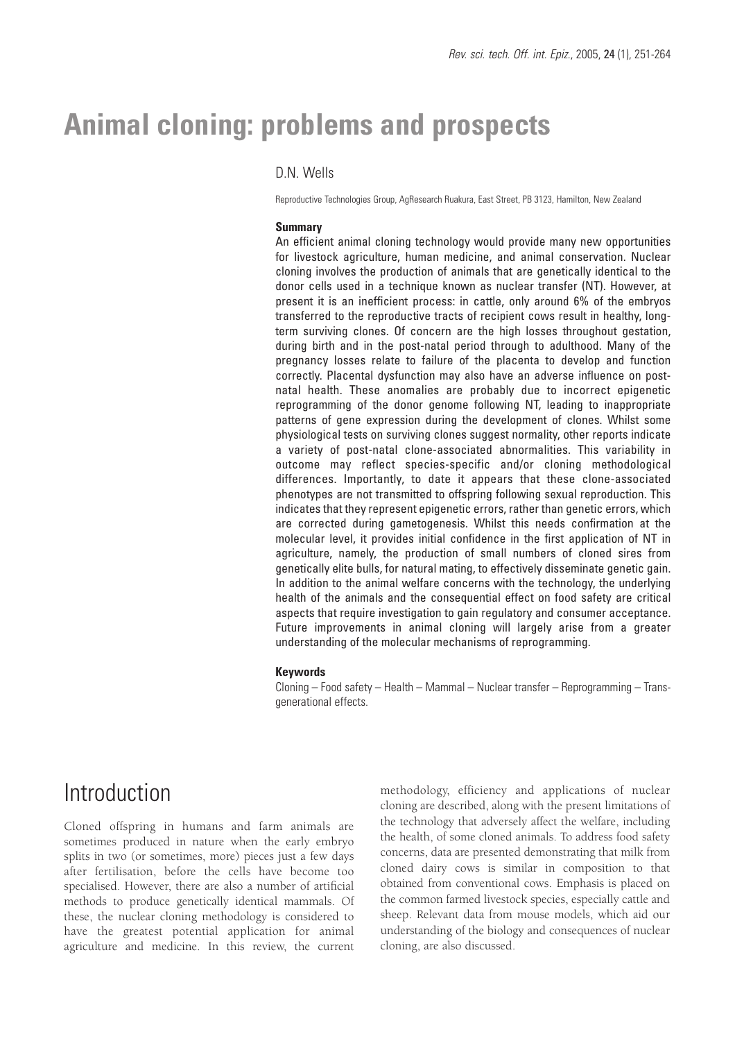# Animal cloning: problems and prospects

D.N. Wells

Reproductive Technologies Group, AgResearch Ruakura, East Street, PB 3123, Hamilton, New Zealand

**Summary**

An efficient animal cloning technology would provide many new opportunities for livestock agriculture, human medicine, and animal conservation. Nuclear cloning involves the production of animals that are genetically identical to the donor cells used in a technique known as nuclear transfer (NT). However, at present it is an inefficient process: in cattle, only around 6% of the embryos transferred to the reproductive tracts of recipient cows result in healthy, long-term surviving clones. Of concern are the high losses throughout gestation, during birth and in the post-natal period through to adulthood. Many of the pregnancy losses relate to failure of the placenta to develop and function correctly. Placental dysfunction may also have an adverse influence on post-natal health. These anomalies are probably due to incorrect epigenetic reprogramming of the donor genome following NT, leading to inappropriate patterns of gene expression during the development of clones. Whilst some physiological tests on surviving clones suggest normality, other reports indicate a variety of post-natal clone-associated abnormalities. This variability in outcome may reflect species-specific and/or cloning methodological differences. Importantly, to date it appears that these clone-associated phenotypes are not transmitted to offspring following sexual reproduction. This indicates that they represent epigenetic errors, rather than genetic errors, which are corrected during gametogenesis. Whilst this needs confirmation at the molecular level, it provides initial confidence in the first application of NT in agriculture, namely, the production of small numbers of cloned sires from genetically elite bulls, for natural mating, to effectively disseminate genetic gain. In addition to the animal welfare concerns with the technology, the underlying health of the animals and the consequential effect on food safety are critical aspects that require investigation to gain regulatory and consumer acceptance. Future improvements in animal cloning will largely arise from a greater understanding of the molecular mechanisms of reprogramming.

**Keywords**

Cloning – Food safety – Health – Mammal – Nuclear transfer – Reprogramming – Trans-generational effects.

## Introduction

Cloned offspring in humans and farm animals are sometimes produced in nature when the early embryo splits in two (or sometimes, more) pieces just a few days after fertilisation, before the cells have become too specialised. However, there are also a number of artificial methods to produce genetically identical mammals. Of these, the nuclear cloning methodology is considered to have the greatest potential application for animal agriculture and medicine. In this review, the current methodology, efficiency and applications of nuclear cloning are described, along with the present limitations of the technology that adversely affect the welfare, including the health, of some cloned animals. To address food safety concerns, data are presented demonstrating that milk from cloned dairy cows is similar in composition to that obtained from conventional cows. Emphasis is placed on the common farmed livestock species, especially cattle and sheep. Relevant data from mouse models, which aid our understanding of the biology and consequences of nuclear cloning, are also discussed.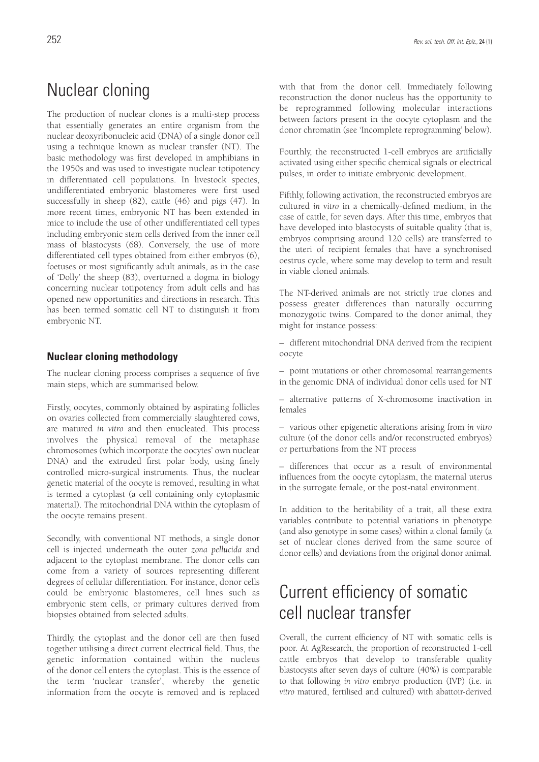# Nuclear cloning

The production of nuclear clones is a multi-step process that essentially generates an entire organism from the nuclear deoxyribonucleic acid (DNA) of a single donor cell using a technique known as nuclear transfer (NT). The basic methodology was first developed in amphibians in the 1950s and was used to investigate nuclear totipotency in differentiated cell populations. In livestock species, undifferentiated embryonic blastomeres were first used successfully in sheep (82), cattle (46) and pigs (47). In more recent times, embryonic NT has been extended in mice to include the use of other undifferentiated cell types including embryonic stem cells derived from the inner cell mass of blastocysts (68). Conversely, the use of more differentiated cell types obtained from either embryos (6), foetuses or most significantly adult animals, as in the case of 'Dolly' the sheep (83), overturned a dogma in biology concerning nuclear totipotency from adult cells and has opened new opportunities and directions in research. This has been termed somatic cell NT to distinguish it from embryonic NT.

## Nuclear cloning methodology

The nuclear cloning process comprises a sequence of five main steps, which are summarised below.

Firstly, oocytes, commonly obtained by aspirating follicles on ovaries collected from commercially slaughtered cows, are matured *in vitro* and then enucleated. This process involves the physical removal of the metaphase chromosomes (which incorporate the oocytes' own nuclear DNA) and the extruded first polar body, using finely controlled micro-surgical instruments. Thus, the nuclear genetic material of the oocyte is removed, resulting in what is termed a cytoplast (a cell containing only cytoplasmic material). The mitochondrial DNA within the cytoplasm of the oocyte remains present.

Secondly, with conventional NT methods, a single donor cell is injected underneath the outer *zona pellucida* and adjacent to the cytoplast membrane. The donor cells can come from a variety of sources representing different degrees of cellular differentiation. For instance, donor cells could be embryonic blastomeres, cell lines such as embryonic stem cells, or primary cultures derived from biopsies obtained from selected adults.

Thirdly, the cytoplast and the donor cell are then fused together utilising a direct current electrical field. Thus, the genetic information contained within the nucleus of the donor cell enters the cytoplast. This is the essence of the term 'nuclear transfer', whereby the genetic information from the oocyte is removed and is replaced with that from the donor cell. Immediately following reconstruction the donor nucleus has the opportunity to be reprogrammed following molecular interactions between factors present in the oocyte cytoplasm and the donor chromatin (see 'Incomplete reprogramming' below).

Fourthly, the reconstructed 1-cell embryos are artificially activated using either specific chemical signals or electrical pulses, in order to initiate embryonic development.

Fifthly, following activation, the reconstructed embryos are cultured *in vitro* in a chemically-defined medium, in the case of cattle, for seven days. After this time, embryos that have developed into blastocysts of suitable quality (that is, embryos comprising around 120 cells) are transferred to the uteri of recipient females that have a synchronised oestrus cycle, where some may develop to term and result in viable cloned animals.

The NT-derived animals are not strictly true clones and possess greater differences than naturally occurring monozygotic twins. Compared to the donor animal, they might for instance possess:

– different mitochondrial DNA derived from the recipient oocyte

– point mutations or other chromosomal rearrangements in the genomic DNA of individual donor cells used for NT

– alternative patterns of X-chromosome inactivation in females

– various other epigenetic alterations arising from *in vitro* culture (of the donor cells and/or reconstructed embryos) or perturbations from the NT process

– differences that occur as a result of environmental influences from the oocyte cytoplasm, the maternal uterus in the surrogate female, or the post-natal environment.

In addition to the heritability of a trait, all these extra variables contribute to potential variations in phenotype (and also genotype in some cases) within a clonal family (a set of nuclear clones derived from the same source of donor cells) and deviations from the original donor animal.

# Current efficiency of somatic cell nuclear transfer

Overall, the current efficiency of NT with somatic cells is poor. At AgResearch, the proportion of reconstructed 1-cell cattle embryos that develop to transferable quality blastocysts after seven days of culture (40%) is comparable to that following *in vitro* embryo production (IVP) (i.e. *in vitro* matured, fertilised and cultured) with abattoir-derived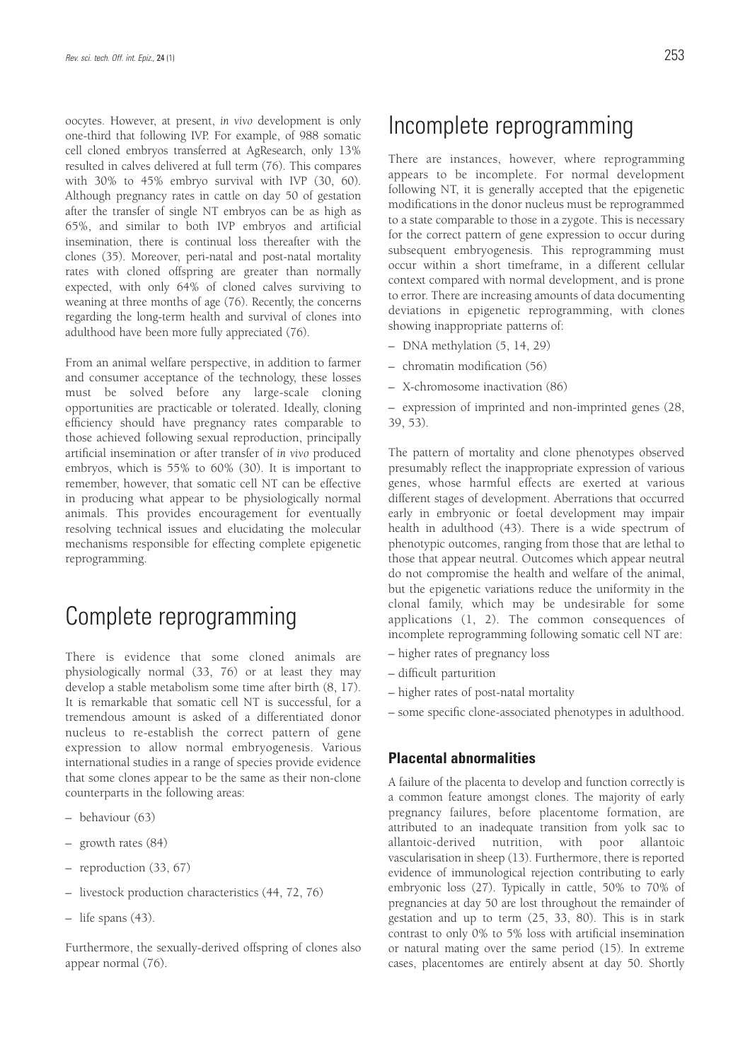oocytes. However, at present, *in vivo* development is only one-third that following IVP. For example, of 988 somatic cell cloned embryos transferred at AgResearch, only 13% resulted in calves delivered at full term (76). This compares with 30% to 45% embryo survival with IVP (30, 60). Although pregnancy rates in cattle on day 50 of gestation after the transfer of single NT embryos can be as high as 65%, and similar to both IVP embryos and artificial insemination, there is continual loss thereafter with the clones (35). Moreover, peri-natal and post-natal mortality rates with cloned offspring are greater than normally expected, with only 64% of cloned calves surviving to weaning at three months of age (76). Recently, the concerns regarding the long-term health and survival of clones into adulthood have been more fully appreciated (76).

From an animal welfare perspective, in addition to farmer and consumer acceptance of the technology, these losses must be solved before any large-scale cloning opportunities are practicable or tolerated. Ideally, cloning efficiency should have pregnancy rates comparable to those achieved following sexual reproduction, principally artificial insemination or after transfer of *in vivo* produced embryos, which is 55% to 60% (30). It is important to remember, however, that somatic cell NT can be effective in producing what appear to be physiologically normal animals. This provides encouragement for eventually resolving technical issues and elucidating the molecular mechanisms responsible for effecting complete epigenetic reprogramming.

# Complete reprogramming

There is evidence that some cloned animals are physiologically normal (33, 76) or at least they may develop a stable metabolism some time after birth (8, 17). It is remarkable that somatic cell NT is successful, for a tremendous amount is asked of a differentiated donor nucleus to re-establish the correct pattern of gene expression to allow normal embryogenesis. Various international studies in a range of species provide evidence that some clones appear to be the same as their non-clone counterparts in the following areas:

– behaviour (63)

– growth rates (84)

– reproduction (33, 67)

– livestock production characteristics (44, 72, 76)

– life spans (43).

Furthermore, the sexually-derived offspring of clones also appear normal (76).

# Incomplete reprogramming

There are instances, however, where reprogramming appears to be incomplete. For normal development following NT, it is generally accepted that the epigenetic modifications in the donor nucleus must be reprogrammed to a state comparable to those in a zygote. This is necessary for the correct pattern of gene expression to occur during subsequent embryogenesis. This reprogramming must occur within a short timeframe, in a different cellular context compared with normal development, and is prone to error. There are increasing amounts of data documenting deviations in epigenetic reprogramming, with clones showing inappropriate patterns of:

– DNA methylation (5, 14, 29)

– chromatin modification (56)

– X-chromosome inactivation (86)

– expression of imprinted and non-imprinted genes (28, 39, 53).

The pattern of mortality and clone phenotypes observed presumably reflect the inappropriate expression of various genes, whose harmful effects are exerted at various different stages of development. Aberrations that occurred early in embryonic or foetal development may impair health in adulthood (43). There is a wide spectrum of phenotypic outcomes, ranging from those that are lethal to those that appear neutral. Outcomes which appear neutral do not compromise the health and welfare of the animal, but the epigenetic variations reduce the uniformity in the clonal family, which may be undesirable for some applications (1, 2). The common consequences of incomplete reprogramming following somatic cell NT are:

– higher rates of pregnancy loss

– difficult parturition

– higher rates of post-natal mortality

– some specific clone-associated phenotypes in adulthood.

### Placental abnormalities

A failure of the placenta to develop and function correctly is a common feature amongst clones. The majority of early pregnancy failures, before placentome formation, are attributed to an inadequate transition from yolk sac to allantoic-derived nutrition, with poor allantoic vascularisation in sheep (13). Furthermore, there is reported evidence of immunological rejection contributing to early embryonic loss (27). Typically in cattle, 50% to 70% of pregnancies at day 50 are lost throughout the remainder of gestation and up to term (25, 33, 80). This is in stark contrast to only 0% to 5% loss with artificial insemination or natural mating over the same period (15). In extreme cases, placentomes are entirely absent at day 50. Shortly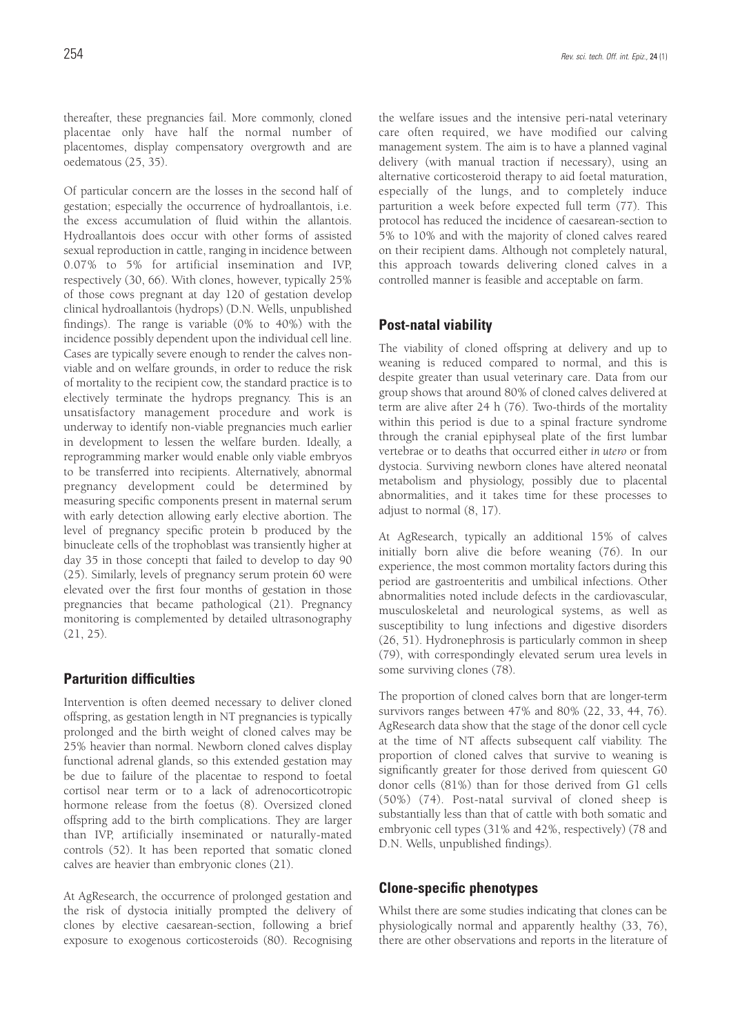thereafter, these pregnancies fail. More commonly, cloned placentae only have half the normal number of placentomes, display compensatory overgrowth and are oedematous (25, 35).

Of particular concern are the losses in the second half of gestation; especially the occurrence of hydroallantois, i.e. the excess accumulation of fluid within the allantois. Hydroallantois does occur with other forms of assisted sexual reproduction in cattle, ranging in incidence between 0.07% to 5% for artificial insemination and IVP, respectively (30, 66). With clones, however, typically 25% of those cows pregnant at day 120 of gestation develop clinical hydroallantois (hydrops) (D.N. Wells, unpublished findings). The range is variable (0% to 40%) with the incidence possibly dependent upon the individual cell line. Cases are typically severe enough to render the calves non-viable and on welfare grounds, in order to reduce the risk of mortality to the recipient cow, the standard practice is to electively terminate the hydrops pregnancy. This is an unsatisfactory management procedure and work is underway to identify non-viable pregnancies much earlier in development to lessen the welfare burden. Ideally, a reprogramming marker would enable only viable embryos to be transferred into recipients. Alternatively, abnormal pregnancy development could be determined by measuring specific components present in maternal serum with early detection allowing early elective abortion. The level of pregnancy specific protein b produced by the binucleate cells of the trophoblast was transiently higher at day 35 in those concepti that failed to develop to day 90 (25). Similarly, levels of pregnancy serum protein 60 were elevated over the first four months of gestation in those pregnancies that became pathological (21). Pregnancy monitoring is complemented by detailed ultrasonography (21, 25).

## Parturition difficulties

Intervention is often deemed necessary to deliver cloned offspring, as gestation length in NT pregnancies is typically prolonged and the birth weight of cloned calves may be 25% heavier than normal. Newborn cloned calves display functional adrenal glands, so this extended gestation may be due to failure of the placentae to respond to foetal cortisol near term or to a lack of adrenocorticotropic hormone release from the foetus (8). Oversized cloned offspring add to the birth complications. They are larger than IVP, artificially inseminated or naturally-mated controls (52). It has been reported that somatic cloned calves are heavier than embryonic clones (21).

At AgResearch, the occurrence of prolonged gestation and the risk of dystocia initially prompted the delivery of clones by elective caesarean-section, following a brief exposure to exogenous corticosteroids (80). Recognising the welfare issues and the intensive peri-natal veterinary care often required, we have modified our calving management system. The aim is to have a planned vaginal delivery (with manual traction if necessary), using an alternative corticosteroid therapy to aid foetal maturation, especially of the lungs, and to completely induce parturition a week before expected full term (77). This protocol has reduced the incidence of caesarean-section to 5% to 10% and with the majority of cloned calves reared on their recipient dams. Although not completely natural, this approach towards delivering cloned calves in a controlled manner is feasible and acceptable on farm.

## Post-natal viability

The viability of cloned offspring at delivery and up to weaning is reduced compared to normal, and this is despite greater than usual veterinary care. Data from our group shows that around 80% of cloned calves delivered at term are alive after 24 h (76). Two-thirds of the mortality within this period is due to a spinal fracture syndrome through the cranial epiphyseal plate of the first lumbar vertebrae or to deaths that occurred either *in utero* or from dystocia. Surviving newborn clones have altered neonatal metabolism and physiology, possibly due to placental abnormalities, and it takes time for these processes to adjust to normal (8, 17).

At AgResearch, typically an additional 15% of calves initially born alive die before weaning (76). In our experience, the most common mortality factors during this period are gastroenteritis and umbilical infections. Other abnormalities noted include defects in the cardiovascular, musculoskeletal and neurological systems, as well as susceptibility to lung infections and digestive disorders (26, 51). Hydronephrosis is particularly common in sheep (79), with correspondingly elevated serum urea levels in some surviving clones (78).

The proportion of cloned calves born that are longer-term survivors ranges between 47% and 80% (22, 33, 44, 76). AgResearch data show that the stage of the donor cell cycle at the time of NT affects subsequent calf viability. The proportion of cloned calves that survive to weaning is significantly greater for those derived from quiescent G0 donor cells (81%) than for those derived from G1 cells (50%) (74). Post-natal survival of cloned sheep is substantially less than that of cattle with both somatic and embryonic cell types (31% and 42%, respectively) (78 and D.N. Wells, unpublished findings).

## Clone-specific phenotypes

Whilst there are some studies indicating that clones can be physiologically normal and apparently healthy (33, 76), there are other observations and reports in the literature of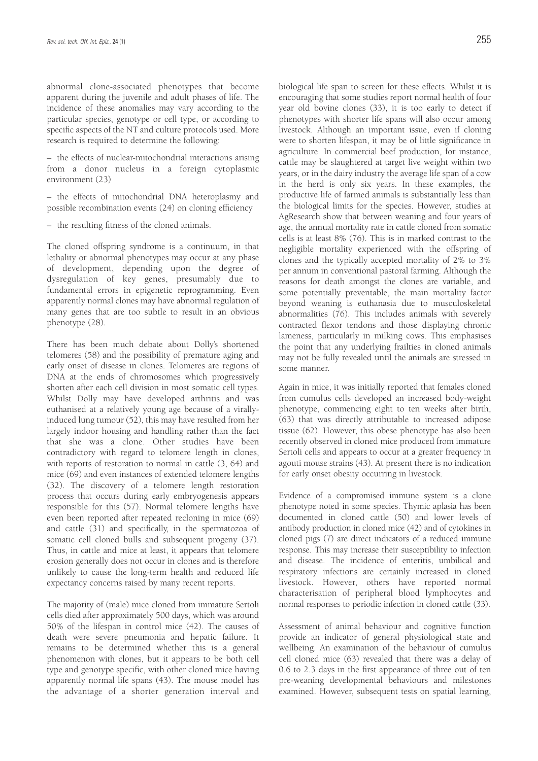abnormal clone-associated phenotypes that become apparent during the juvenile and adult phases of life. The incidence of these anomalies may vary according to the particular species, genotype or cell type, or according to specific aspects of the NT and culture protocols used. More research is required to determine the following:

– the effects of nuclear-mitochondrial interactions arising from a donor nucleus in a foreign cytoplasmic environment (23)

– the effects of mitochondrial DNA heteroplasmy and possible recombination events (24) on cloning efficiency

– the resulting fitness of the cloned animals.

The cloned offspring syndrome is a continuum, in that lethality or abnormal phenotypes may occur at any phase of development, depending upon the degree of dysregulation of key genes, presumably due to fundamental errors in epigenetic reprogramming. Even apparently normal clones may have abnormal regulation of many genes that are too subtle to result in an obvious phenotype (28).

There has been much debate about Dolly's shortened telomeres (58) and the possibility of premature aging and early onset of disease in clones. Telomeres are regions of DNA at the ends of chromosomes which progressively shorten after each cell division in most somatic cell types. Whilst Dolly may have developed arthritis and was euthanised at a relatively young age because of a virally-induced lung tumour (52), this may have resulted from her largely indoor housing and handling rather than the fact that she was a clone. Other studies have been contradictory with regard to telomere length in clones, with reports of restoration to normal in cattle (3, 64) and mice (69) and even instances of extended telomere lengths (32). The discovery of a telomere length restoration process that occurs during early embryogenesis appears responsible for this (57). Normal telomere lengths have even been reported after repeated recloning in mice (69) and cattle (31) and specifically, in the spermatozoa of somatic cell cloned bulls and subsequent progeny (37). Thus, in cattle and mice at least, it appears that telomere erosion generally does not occur in clones and is therefore unlikely to cause the long-term health and reduced life expectancy concerns raised by many recent reports.

The majority of (male) mice cloned from immature Sertoli cells died after approximately 500 days, which was around 50% of the lifespan in control mice (42). The causes of death were severe pneumonia and hepatic failure. It remains to be determined whether this is a general phenomenon with clones, but it appears to be both cell type and genotype specific, with other cloned mice having apparently normal life spans (43). The mouse model has the advantage of a shorter generation interval and biological life span to screen for these effects. Whilst it is encouraging that some studies report normal health of four year old bovine clones (33), it is too early to detect if phenotypes with shorter life spans will also occur among livestock. Although an important issue, even if cloning were to shorten lifespan, it may be of little significance in agriculture. In commercial beef production, for instance, cattle may be slaughtered at target live weight within two years, or in the dairy industry the average life span of a cow in the herd is only six years. In these examples, the productive life of farmed animals is substantially less than the biological limits for the species. However, studies at AgResearch show that between weaning and four years of age, the annual mortality rate in cattle cloned from somatic cells is at least 8% (76). This is in marked contrast to the negligible mortality experienced with the offspring of clones and the typically accepted mortality of 2% to 3% per annum in conventional pastoral farming. Although the reasons for death amongst the clones are variable, and some potentially preventable, the main mortality factor beyond weaning is euthanasia due to musculoskeletal abnormalities (76). This includes animals with severely contracted flexor tendons and those displaying chronic lameness, particularly in milking cows. This emphasises the point that any underlying frailties in cloned animals may not be fully revealed until the animals are stressed in some manner.

Again in mice, it was initially reported that females cloned from cumulus cells developed an increased body-weight phenotype, commencing eight to ten weeks after birth, (63) that was directly attributable to increased adipose tissue (62). However, this obese phenotype has also been recently observed in cloned mice produced from immature Sertoli cells and appears to occur at a greater frequency in agouti mouse strains (43). At present there is no indication for early onset obesity occurring in livestock.

Evidence of a compromised immune system is a clone phenotype noted in some species. Thymic aplasia has been documented in cloned cattle (50) and lower levels of antibody production in cloned mice (42) and of cytokines in cloned pigs (7) are direct indicators of a reduced immune response. This may increase their susceptibility to infection and disease. The incidence of enteritis, umbilical and respiratory infections are certainly increased in cloned livestock. However, others have reported normal characterisation of peripheral blood lymphocytes and normal responses to periodic infection in cloned cattle (33).

Assessment of animal behaviour and cognitive function provide an indicator of general physiological state and wellbeing. An examination of the behaviour of cumulus cell cloned mice (63) revealed that there was a delay of 0.6 to 2.3 days in the first appearance of three out of ten pre-weaning developmental behaviours and milestones examined. However, subsequent tests on spatial learning,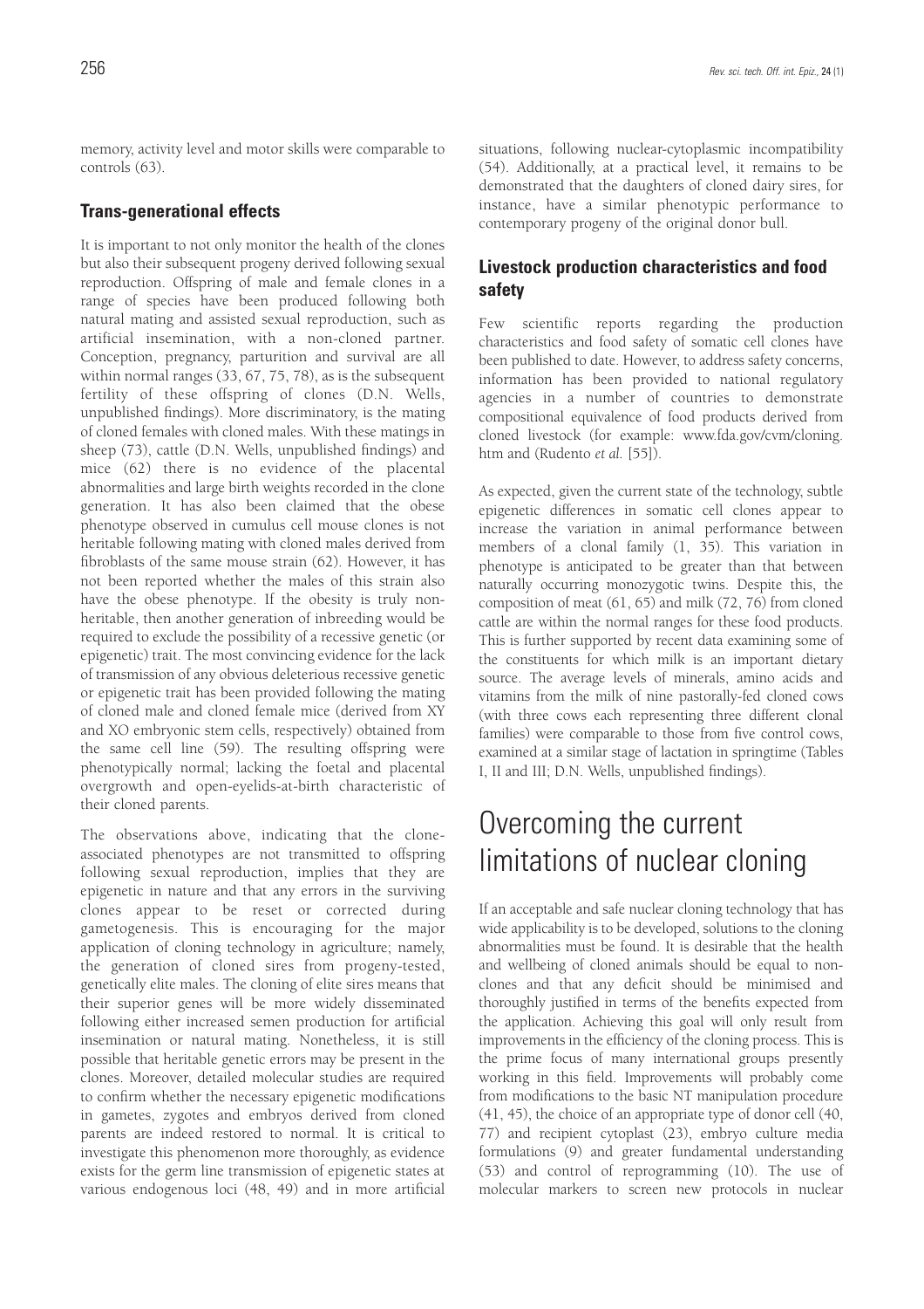memory, activity level and motor skills were comparable to controls (63).

### Trans-generational effects

It is important to not only monitor the health of the clones but also their subsequent progeny derived following sexual reproduction. Offspring of male and female clones in a range of species have been produced following both natural mating and assisted sexual reproduction, such as artificial insemination, with a non-cloned partner. Conception, pregnancy, parturition and survival are all within normal ranges (33, 67, 75, 78), as is the subsequent fertility of these offspring of clones (D.N. Wells, unpublished findings). More discriminatory, is the mating of cloned females with cloned males. With these matings in sheep (73), cattle (D.N. Wells, unpublished findings) and mice (62) there is no evidence of the placental abnormalities and large birth weights recorded in the clone generation. It has also been claimed that the obese phenotype observed in cumulus cell mouse clones is not heritable following mating with cloned males derived from fibroblasts of the same mouse strain (62). However, it has not been reported whether the males of this strain also have the obese phenotype. If the obesity is truly non-heritable, then another generation of inbreeding would be required to exclude the possibility of a recessive genetic (or epigenetic) trait. The most convincing evidence for the lack of transmission of any obvious deleterious recessive genetic or epigenetic trait has been provided following the mating of cloned male and cloned female mice (derived from XY and XO embryonic stem cells, respectively) obtained from the same cell line (59). The resulting offspring were phenotypically normal; lacking the foetal and placental overgrowth and open-eyelids-at-birth characteristic of their cloned parents.

The observations above, indicating that the clone-associated phenotypes are not transmitted to offspring following sexual reproduction, implies that they are epigenetic in nature and that any errors in the surviving clones appear to be reset or corrected during gametogenesis. This is encouraging for the major application of cloning technology in agriculture; namely, the generation of cloned sires from progeny-tested, genetically elite males. The cloning of elite sires means that their superior genes will be more widely disseminated following either increased semen production for artificial insemination or natural mating. Nonetheless, it is still possible that heritable genetic errors may be present in the clones. Moreover, detailed molecular studies are required to confirm whether the necessary epigenetic modifications in gametes, zygotes and embryos derived from cloned parents are indeed restored to normal. It is critical to investigate this phenomenon more thoroughly, as evidence exists for the germ line transmission of epigenetic states at various endogenous loci (48, 49) and in more artificial situations, following nuclear-cytoplasmic incompatibility (54). Additionally, at a practical level, it remains to be demonstrated that the daughters of cloned dairy sires, for instance, have a similar phenotypic performance to contemporary progeny of the original donor bull.

### Livestock production characteristics and food safety

Few scientific reports regarding the production characteristics and food safety of somatic cell clones have been published to date. However, to address safety concerns, information has been provided to national regulatory agencies in a number of countries to demonstrate compositional equivalence of food products derived from cloned livestock (for example: www.fda.gov/cvm/cloning.htm and (Rudento *et al.* [55]).

As expected, given the current state of the technology, subtle epigenetic differences in somatic cell clones appear to increase the variation in animal performance between members of a clonal family (1, 35). This variation in phenotype is anticipated to be greater than that between naturally occurring monozygotic twins. Despite this, the composition of meat (61, 65) and milk (72, 76) from cloned cattle are within the normal ranges for these food products. This is further supported by recent data examining some of the constituents for which milk is an important dietary source. The average levels of minerals, amino acids and vitamins from the milk of nine pastorally-fed cloned cows (with three cows each representing three different clonal families) were comparable to those from five control cows, examined at a similar stage of lactation in springtime (Tables I, II and III; D.N. Wells, unpublished findings).

## Overcoming the current limitations of nuclear cloning

If an acceptable and safe nuclear cloning technology that has wide applicability is to be developed, solutions to the cloning abnormalities must be found. It is desirable that the health and wellbeing of cloned animals should be equal to non-clones and that any deficit should be minimised and thoroughly justified in terms of the benefits expected from the application. Achieving this goal will only result from improvements in the efficiency of the cloning process. This is the prime focus of many international groups presently working in this field. Improvements will probably come from modifications to the basic NT manipulation procedure (41, 45), the choice of an appropriate type of donor cell (40, 77) and recipient cytoplast (23), embryo culture media formulations (9) and greater fundamental understanding (53) and control of reprogramming (10). The use of molecular markers to screen new protocols in nuclear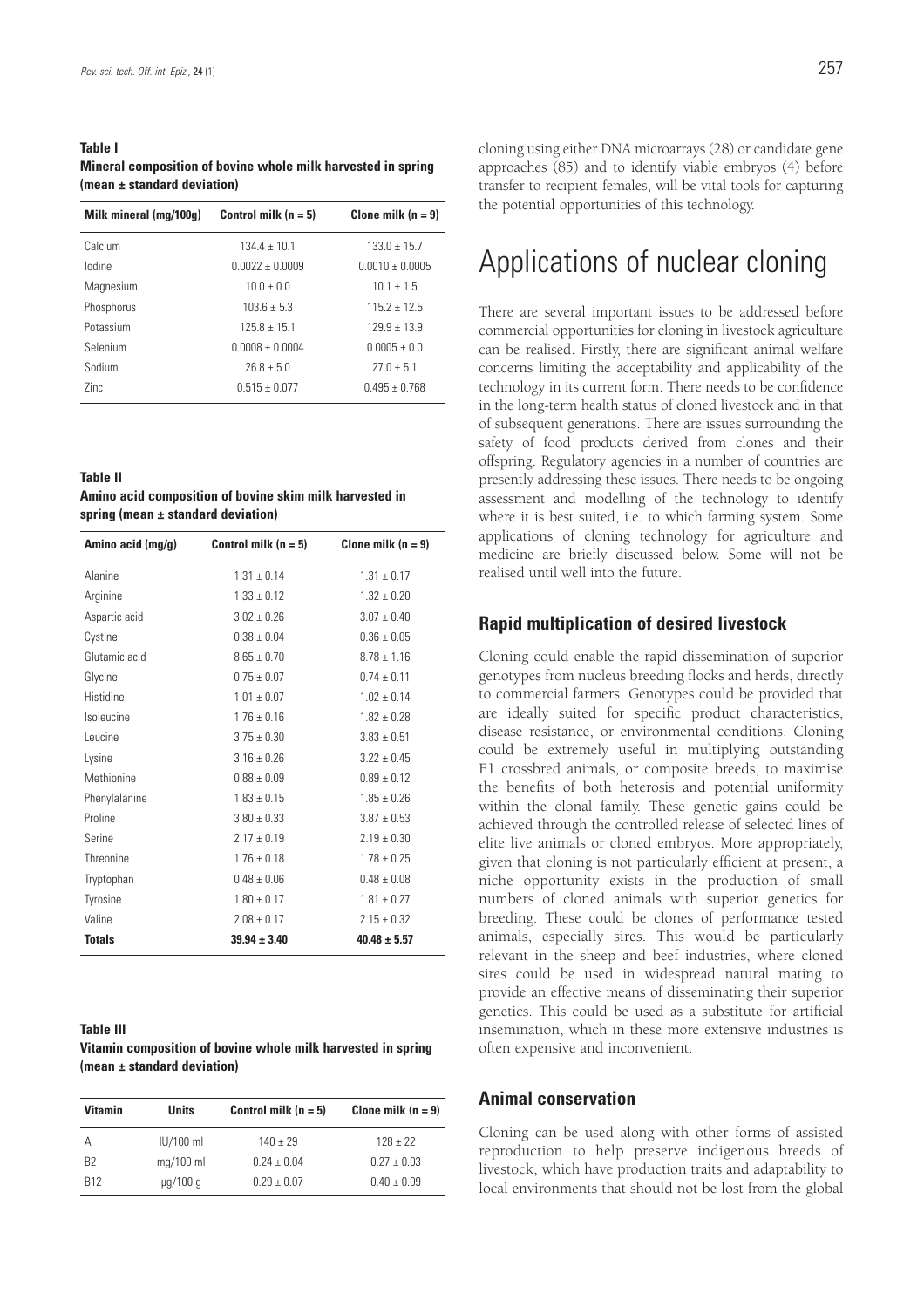**Table I**
**Mineral composition of bovine whole milk harvested in spring (mean ± standard deviation)**

| Milk mineral (mg/100g) | Control milk (n = 5) | Clone milk (n = 9) |
|---|---|---|
| Calcium | 134.4 ± 10.1 | 133.0 ± 15.7 |
| Iodine | 0.0022 ± 0.0009 | 0.0010 ± 0.0005 |
| Magnesium | 10.0 ± 0.0 | 10.1 ± 1.5 |
| Phosphorus | 103.6 ± 5.3 | 115.2 ± 12.5 |
| Potassium | 125.8 ± 15.1 | 129.9 ± 13.9 |
| Selenium | 0.0008 ± 0.0004 | 0.0005 ± 0.0 |
| Sodium | 26.8 ± 5.0 | 27.0 ± 5.1 |
| Zinc | 0.515 ± 0.077 | 0.495 ± 0.768 |

**Table II**
**Amino acid composition of bovine skim milk harvested in spring (mean ± standard deviation)**

| Amino acid (mg/g) | Control milk (n = 5) | Clone milk (n = 9) |
|---|---|---|
| Alanine | 1.31 ± 0.14 | 1.31 ± 0.17 |
| Arginine | 1.33 ± 0.12 | 1.32 ± 0.20 |
| Aspartic acid | 3.02 ± 0.26 | 3.07 ± 0.40 |
| Cystine | 0.38 ± 0.04 | 0.36 ± 0.05 |
| Glutamic acid | 8.65 ± 0.70 | 8.78 ± 1.16 |
| Glycine | 0.75 ± 0.07 | 0.74 ± 0.11 |
| Histidine | 1.01 ± 0.07 | 1.02 ± 0.14 |
| Isoleucine | 1.76 ± 0.16 | 1.82 ± 0.28 |
| Leucine | 3.75 ± 0.30 | 3.83 ± 0.51 |
| Lysine | 3.16 ± 0.26 | 3.22 ± 0.45 |
| Methionine | 0.88 ± 0.09 | 0.89 ± 0.12 |
| Phenylalanine | 1.83 ± 0.15 | 1.85 ± 0.26 |
| Proline | 3.80 ± 0.33 | 3.87 ± 0.53 |
| Serine | 2.17 ± 0.19 | 2.19 ± 0.30 |
| Threonine | 1.76 ± 0.18 | 1.78 ± 0.25 |
| Tryptophan | 0.48 ± 0.06 | 0.48 ± 0.08 |
| Tyrosine | 1.80 ± 0.17 | 1.81 ± 0.27 |
| Valine | 2.08 ± 0.17 | 2.15 ± 0.32 |
| **Totals** | **39.94 ± 3.40** | **40.48 ± 5.57** |

**Table III**
**Vitamin composition of bovine whole milk harvested in spring (mean ± standard deviation)**

| Vitamin | Units | Control milk (n = 5) | Clone milk (n = 9) |
|---|---|---|---|
| A | IU/100 ml | 140 ± 29 | 128 ± 22 |
| B2 | mg/100 ml | 0.24 ± 0.04 | 0.27 ± 0.03 |
| B12 | µg/100 g | 0.29 ± 0.07 | 0.40 ± 0.09 |

cloning using either DNA microarrays (28) or candidate gene approaches (85) and to identify viable embryos (4) before transfer to recipient females, will be vital tools for capturing the potential opportunities of this technology.

# Applications of nuclear cloning

There are several important issues to be addressed before commercial opportunities for cloning in livestock agriculture can be realised. Firstly, there are significant animal welfare concerns limiting the acceptability and applicability of the technology in its current form. There needs to be confidence in the long-term health status of cloned livestock and in that of subsequent generations. There are issues surrounding the safety of food products derived from clones and their offspring. Regulatory agencies in a number of countries are presently addressing these issues. There needs to be ongoing assessment and modelling of the technology to identify where it is best suited, i.e. to which farming system. Some applications of cloning technology for agriculture and medicine are briefly discussed below. Some will not be realised until well into the future.

## Rapid multiplication of desired livestock

Cloning could enable the rapid dissemination of superior genotypes from nucleus breeding flocks and herds, directly to commercial farmers. Genotypes could be provided that are ideally suited for specific product characteristics, disease resistance, or environmental conditions. Cloning could be extremely useful in multiplying outstanding F1 crossbred animals, or composite breeds, to maximise the benefits of both heterosis and potential uniformity within the clonal family. These genetic gains could be achieved through the controlled release of selected lines of elite live animals or cloned embryos. More appropriately, given that cloning is not particularly efficient at present, a niche opportunity exists in the production of small numbers of cloned animals with superior genetics for breeding. These could be clones of performance tested animals, especially sires. This would be particularly relevant in the sheep and beef industries, where cloned sires could be used in widespread natural mating to provide an effective means of disseminating their superior genetics. This could be used as a substitute for artificial insemination, which in these more extensive industries is often expensive and inconvenient.

## Animal conservation

Cloning can be used along with other forms of assisted reproduction to help preserve indigenous breeds of livestock, which have production traits and adaptability to local environments that should not be lost from the global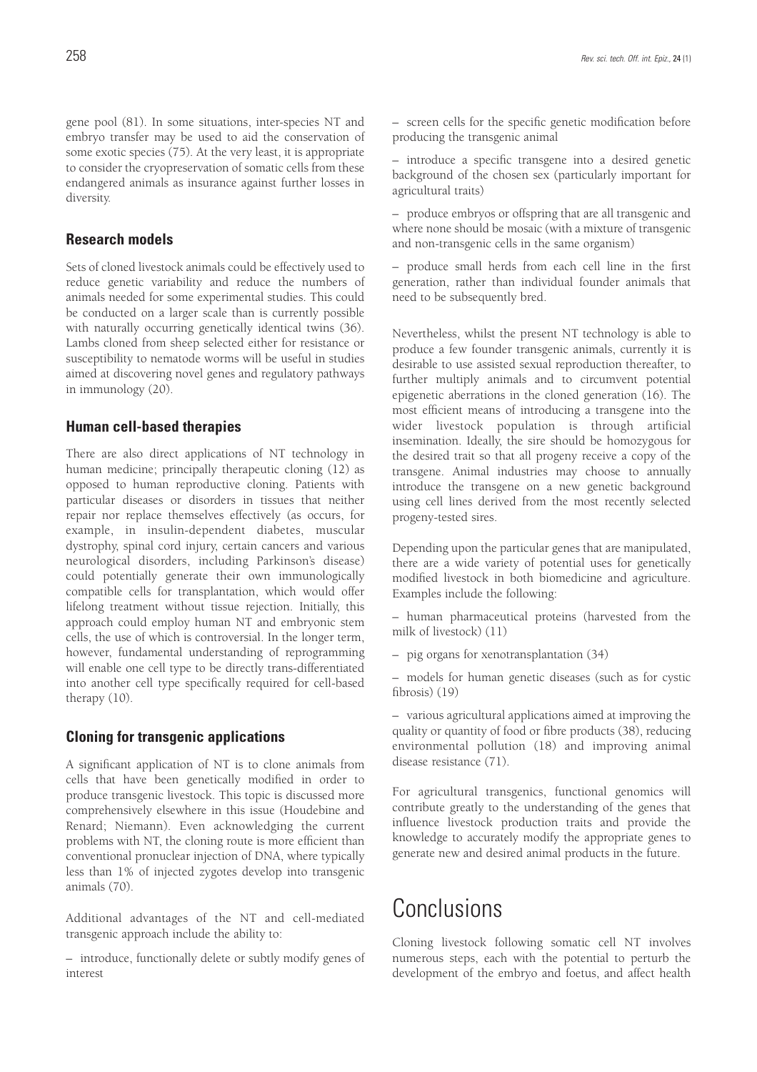gene pool (81). In some situations, inter-species NT and embryo transfer may be used to aid the conservation of some exotic species (75). At the very least, it is appropriate to consider the cryopreservation of somatic cells from these endangered animals as insurance against further losses in diversity.

### Research models

Sets of cloned livestock animals could be effectively used to reduce genetic variability and reduce the numbers of animals needed for some experimental studies. This could be conducted on a larger scale than is currently possible with naturally occurring genetically identical twins (36). Lambs cloned from sheep selected either for resistance or susceptibility to nematode worms will be useful in studies aimed at discovering novel genes and regulatory pathways in immunology (20).

### Human cell-based therapies

There are also direct applications of NT technology in human medicine; principally therapeutic cloning (12) as opposed to human reproductive cloning. Patients with particular diseases or disorders in tissues that neither repair nor replace themselves effectively (as occurs, for example, in insulin-dependent diabetes, muscular dystrophy, spinal cord injury, certain cancers and various neurological disorders, including Parkinson's disease) could potentially generate their own immunologically compatible cells for transplantation, which would offer lifelong treatment without tissue rejection. Initially, this approach could employ human NT and embryonic stem cells, the use of which is controversial. In the longer term, however, fundamental understanding of reprogramming will enable one cell type to be directly trans-differentiated into another cell type specifically required for cell-based therapy (10).

### Cloning for transgenic applications

A significant application of NT is to clone animals from cells that have been genetically modified in order to produce transgenic livestock. This topic is discussed more comprehensively elsewhere in this issue (Houdebine and Renard; Niemann). Even acknowledging the current problems with NT, the cloning route is more efficient than conventional pronuclear injection of DNA, where typically less than 1% of injected zygotes develop into transgenic animals (70).

Additional advantages of the NT and cell-mediated transgenic approach include the ability to:

– introduce, functionally delete or subtly modify genes of interest

– screen cells for the specific genetic modification before producing the transgenic animal

– introduce a specific transgene into a desired genetic background of the chosen sex (particularly important for agricultural traits)

– produce embryos or offspring that are all transgenic and where none should be mosaic (with a mixture of transgenic and non-transgenic cells in the same organism)

– produce small herds from each cell line in the first generation, rather than individual founder animals that need to be subsequently bred.

Nevertheless, whilst the present NT technology is able to produce a few founder transgenic animals, currently it is desirable to use assisted sexual reproduction thereafter, to further multiply animals and to circumvent potential epigenetic aberrations in the cloned generation (16). The most efficient means of introducing a transgene into the wider livestock population is through artificial insemination. Ideally, the sire should be homozygous for the desired trait so that all progeny receive a copy of the transgene. Animal industries may choose to annually introduce the transgene on a new genetic background using cell lines derived from the most recently selected progeny-tested sires.

Depending upon the particular genes that are manipulated, there are a wide variety of potential uses for genetically modified livestock in both biomedicine and agriculture. Examples include the following:

– human pharmaceutical proteins (harvested from the milk of livestock) (11)

– pig organs for xenotransplantation (34)

– models for human genetic diseases (such as for cystic fibrosis) (19)

– various agricultural applications aimed at improving the quality or quantity of food or fibre products (38), reducing environmental pollution (18) and improving animal disease resistance (71).

For agricultural transgenics, functional genomics will contribute greatly to the understanding of the genes that influence livestock production traits and provide the knowledge to accurately modify the appropriate genes to generate new and desired animal products in the future.

## Conclusions

Cloning livestock following somatic cell NT involves numerous steps, each with the potential to perturb the development of the embryo and foetus, and affect health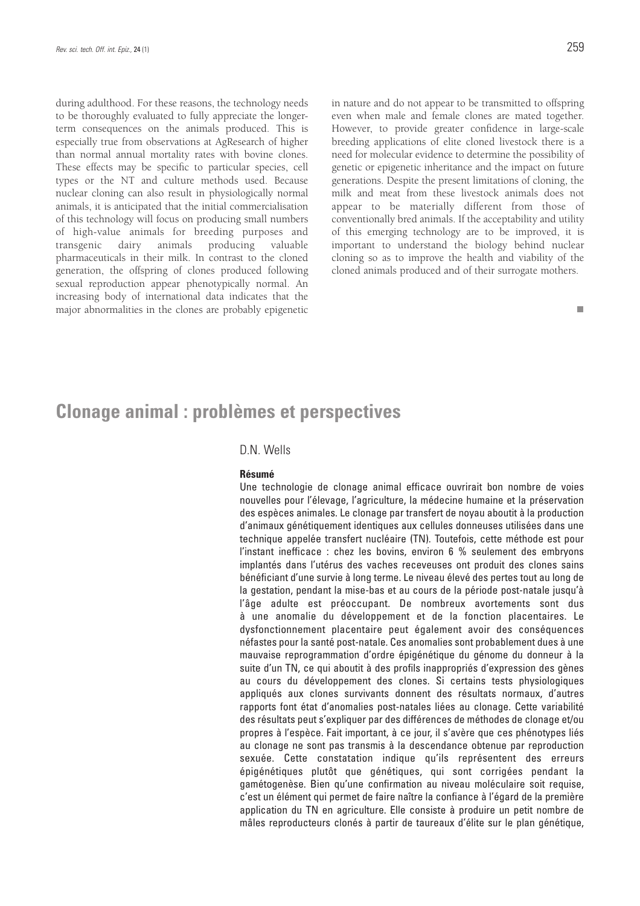during adulthood. For these reasons, the technology needs to be thoroughly evaluated to fully appreciate the longer-term consequences on the animals produced. This is especially true from observations at AgResearch of higher than normal annual mortality rates with bovine clones. These effects may be specific to particular species, cell types or the NT and culture methods used. Because nuclear cloning can also result in physiologically normal animals, it is anticipated that the initial commercialisation of this technology will focus on producing small numbers of high-value animals for breeding purposes and transgenic dairy animals producing valuable pharmaceuticals in their milk. In contrast to the cloned generation, the offspring of clones produced following sexual reproduction appear phenotypically normal. An increasing body of international data indicates that the major abnormalities in the clones are probably epigenetic in nature and do not appear to be transmitted to offspring even when male and female clones are mated together. However, to provide greater confidence in large-scale breeding applications of elite cloned livestock there is a need for molecular evidence to determine the possibility of genetic or epigenetic inheritance and the impact on future generations. Despite the present limitations of cloning, the milk and meat from these livestock animals does not appear to be materially different from those of conventionally bred animals. If the acceptability and utility of this emerging technology are to be improved, it is important to understand the biology behind nuclear cloning so as to improve the health and viability of the cloned animals produced and of their surrogate mothers.

■

# Clonage animal : problèmes et perspectives

D.N. Wells

**Résumé**

Une technologie de clonage animal efficace ouvrirait bon nombre de voies nouvelles pour l'élevage, l'agriculture, la médecine humaine et la préservation des espèces animales. Le clonage par transfert de noyau aboutit à la production d'animaux génétiquement identiques aux cellules donneuses utilisées dans une technique appelée transfert nucléaire (TN). Toutefois, cette méthode est pour l'instant inefficace : chez les bovins, environ 6 % seulement des embryons implantés dans l'utérus des vaches receveuses ont produit des clones sains bénéficiant d'une survie à long terme. Le niveau élevé des pertes tout au long de la gestation, pendant la mise-bas et au cours de la période post-natale jusqu'à l'âge adulte est préoccupant. De nombreux avortements sont dus à une anomalie du développement et de la fonction placentaires. Le dysfonctionnement placentaire peut également avoir des conséquences néfastes pour la santé post-natale. Ces anomalies sont probablement dues à une mauvaise reprogrammation d'ordre épigénétique du génome du donneur à la suite d'un TN, ce qui aboutit à des profils inappropriés d'expression des gènes au cours du développement des clones. Si certains tests physiologiques appliqués aux clones survivants donnent des résultats normaux, d'autres rapports font état d'anomalies post-natales liées au clonage. Cette variabilité des résultats peut s'expliquer par des différences de méthodes de clonage et/ou propres à l'espèce. Fait important, à ce jour, il s'avère que ces phénotypes liés au clonage ne sont pas transmis à la descendance obtenue par reproduction sexuée. Cette constatation indique qu'ils représentent des erreurs épigénétiques plutôt que génétiques, qui sont corrigées pendant la gamétogenèse. Bien qu'une confirmation au niveau moléculaire soit requise, c'est un élément qui permet de faire naître la confiance à l'égard de la première application du TN en agriculture. Elle consiste à produire un petit nombre de mâles reproducteurs clonés à partir de taureaux d'élite sur le plan génétique,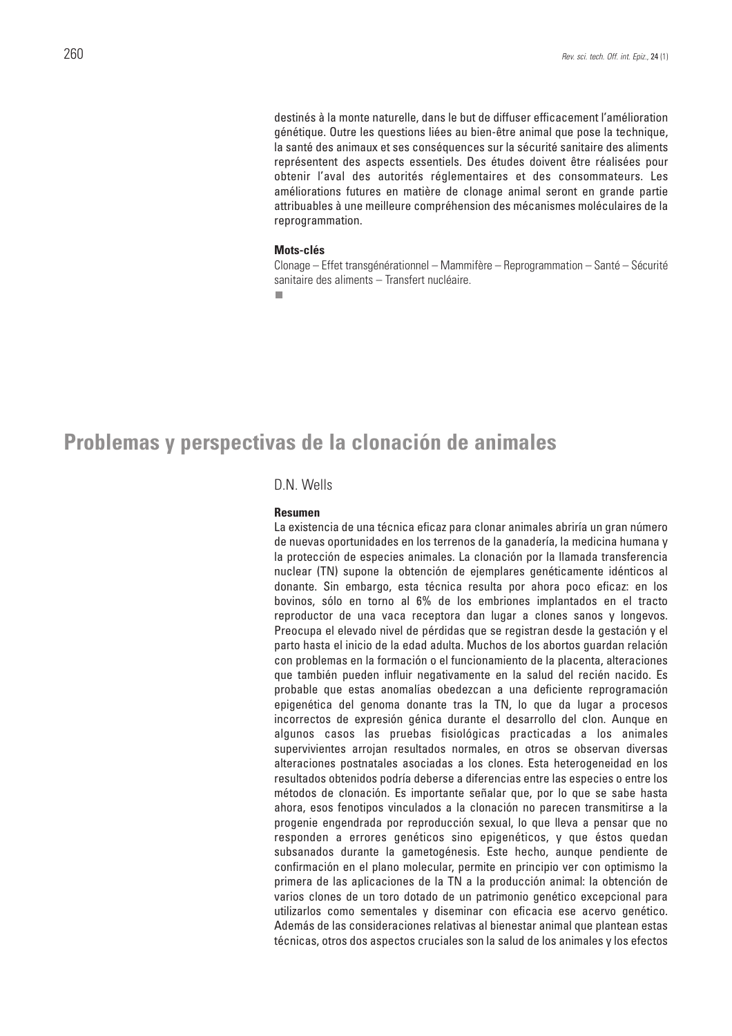destinés à la monte naturelle, dans le but de diffuser efficacement l'amélioration génétique. Outre les questions liées au bien-être animal que pose la technique, la santé des animaux et ses conséquences sur la sécurité sanitaire des aliments représentent des aspects essentiels. Des études doivent être réalisées pour obtenir l'aval des autorités réglementaires et des consommateurs. Les améliorations futures en matière de clonage animal seront en grande partie attribuables à une meilleure compréhension des mécanismes moléculaires de la reprogrammation.

**Mots-clés**

Clonage – Effet transgénérationnel – Mammifère – Reprogrammation – Santé – Sécurité sanitaire des aliments – Transfert nucléaire.

■

# Problemas y perspectivas de la clonación de animales

D.N. Wells

**Resumen**

La existencia de una técnica eficaz para clonar animales abriría un gran número de nuevas oportunidades en los terrenos de la ganadería, la medicina humana y la protección de especies animales. La clonación por la llamada transferencia nuclear (TN) supone la obtención de ejemplares genéticamente idénticos al donante. Sin embargo, esta técnica resulta por ahora poco eficaz: en los bovinos, sólo en torno al 6% de los embriones implantados en el tracto reproductor de una vaca receptora dan lugar a clones sanos y longevos. Preocupa el elevado nivel de pérdidas que se registran desde la gestación y el parto hasta el inicio de la edad adulta. Muchos de los abortos guardan relación con problemas en la formación o el funcionamiento de la placenta, alteraciones que también pueden influir negativamente en la salud del recién nacido. Es probable que estas anomalías obedezcan a una deficiente reprogramación epigenética del genoma donante tras la TN, lo que da lugar a procesos incorrectos de expresión génica durante el desarrollo del clon. Aunque en algunos casos las pruebas fisiológicas practicadas a los animales supervivientes arrojan resultados normales, en otros se observan diversas alteraciones postnatales asociadas a los clones. Esta heterogeneidad en los resultados obtenidos podría deberse a diferencias entre las especies o entre los métodos de clonación. Es importante señalar que, por lo que se sabe hasta ahora, esos fenotipos vinculados a la clonación no parecen transmitirse a la progenie engendrada por reproducción sexual, lo que lleva a pensar que no responden a errores genéticos sino epigenéticos, y que éstos quedan subsanados durante la gametogénesis. Este hecho, aunque pendiente de confirmación en el plano molecular, permite en principio ver con optimismo la primera de las aplicaciones de la TN a la producción animal: la obtención de varios clones de un toro dotado de un patrimonio genético excepcional para utilizarlos como sementales y diseminar con eficacia ese acervo genético. Además de las consideraciones relativas al bienestar animal que plantean estas técnicas, otros dos aspectos cruciales son la salud de los animales y los efectos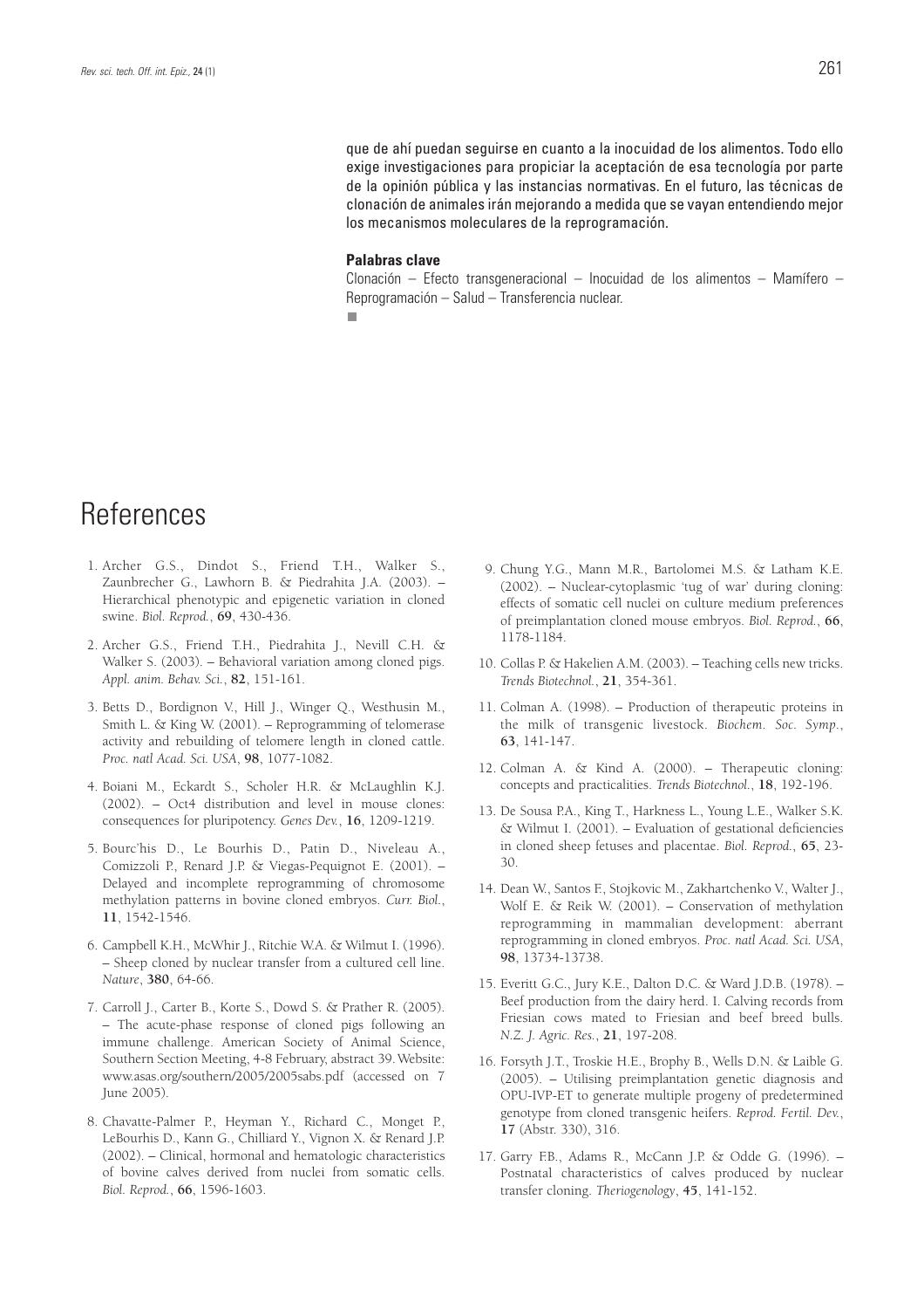que de ahí puedan seguirse en cuanto a la inocuidad de los alimentos. Todo ello exige investigaciones para propiciar la aceptación de esa tecnología por parte de la opinión pública y las instancias normativas. En el futuro, las técnicas de clonación de animales irán mejorando a medida que se vayan entendiendo mejor los mecanismos moleculares de la reprogramación.

**Palabras clave**

Clonación – Efecto transgeneracional – Inocuidad de los alimentos – Mamífero – Reprogramación – Salud – Transferencia nuclear.

# References

1. Archer G.S., Dindot S., Friend T.H., Walker S., Zaunbrecher G., Lawhorn B. & Piedrahita J.A. (2003). – Hierarchical phenotypic and epigenetic variation in cloned swine. *Biol. Reprod.*, **69**, 430-436.

2. Archer G.S., Friend T.H., Piedrahita J., Nevill C.H. & Walker S. (2003). – Behavioral variation among cloned pigs. *Appl. anim. Behav. Sci.*, **82**, 151-161.

3. Betts D., Bordignon V., Hill J., Winger Q., Westhusin M., Smith L. & King W. (2001). – Reprogramming of telomerase activity and rebuilding of telomere length in cloned cattle. *Proc. natl Acad. Sci. USA*, **98**, 1077-1082.

4. Boiani M., Eckardt S., Scholer H.R. & McLaughlin K.J. (2002). – Oct4 distribution and level in mouse clones: consequences for pluripotency. *Genes Dev.*, **16**, 1209-1219.

5. Bourc'his D., Le Bourhis D., Patin D., Niveleau A., Comizzoli P., Renard J.P. & Viegas-Pequignot E. (2001). – Delayed and incomplete reprogramming of chromosome methylation patterns in bovine cloned embryos. *Curr. Biol.*, **11**, 1542-1546.

6. Campbell K.H., McWhir J., Ritchie W.A. & Wilmut I. (1996). – Sheep cloned by nuclear transfer from a cultured cell line. *Nature*, **380**, 64-66.

7. Carroll J., Carter B., Korte S., Dowd S. & Prather R. (2005). – The acute-phase response of cloned pigs following an immune challenge. American Society of Animal Science, Southern Section Meeting, 4-8 February, abstract 39. Website: www.asas.org/southern/2005/2005sabs.pdf (accessed on 7 June 2005).

8. Chavatte-Palmer P., Heyman Y., Richard C., Monget P., LeBourhis D., Kann G., Chilliard Y., Vignon X. & Renard J.P. (2002). – Clinical, hormonal and hematologic characteristics of bovine calves derived from nuclei from somatic cells. *Biol. Reprod.*, **66**, 1596-1603.

9. Chung Y.G., Mann M.R., Bartolomei M.S. & Latham K.E. (2002). – Nuclear-cytoplasmic 'tug of war' during cloning: effects of somatic cell nuclei on culture medium preferences of preimplantation cloned mouse embryos. *Biol. Reprod.*, **66**, 1178-1184.

10. Collas P. & Hakelien A.M. (2003). – Teaching cells new tricks. *Trends Biotechnol.*, **21**, 354-361.

11. Colman A. (1998). – Production of therapeutic proteins in the milk of transgenic livestock. *Biochem. Soc. Symp.*, **63**, 141-147.

12. Colman A. & Kind A. (2000). – Therapeutic cloning: concepts and practicalities. *Trends Biotechnol.*, **18**, 192-196.

13. De Sousa P.A., King T., Harkness L., Young L.E., Walker S.K. & Wilmut I. (2001). – Evaluation of gestational deficiencies in cloned sheep fetuses and placentae. *Biol. Reprod.*, **65**, 23-30.

14. Dean W., Santos F., Stojkovic M., Zakhartchenko V., Walter J., Wolf E. & Reik W. (2001). – Conservation of methylation reprogramming in mammalian development: aberrant reprogramming in cloned embryos. *Proc. natl Acad. Sci. USA*, **98**, 13734-13738.

15. Everitt G.C., Jury K.E., Dalton D.C. & Ward J.D.B. (1978). – Beef production from the dairy herd. I. Calving records from Friesian cows mated to Friesian and beef breed bulls. *N.Z. J. Agric. Res.*, **21**, 197-208.

16. Forsyth J.T., Troskie H.E., Brophy B., Wells D.N. & Laible G. (2005). – Utilising preimplantation genetic diagnosis and OPU-IVP-ET to generate multiple progeny of predetermined genotype from cloned transgenic heifers. *Reprod. Fertil. Dev.*, **17** (Abstr. 330), 316.

17. Garry F.B., Adams R., McCann J.P. & Odde G. (1996). – Postnatal characteristics of calves produced by nuclear transfer cloning. *Theriogenology*, **45**, 141-152.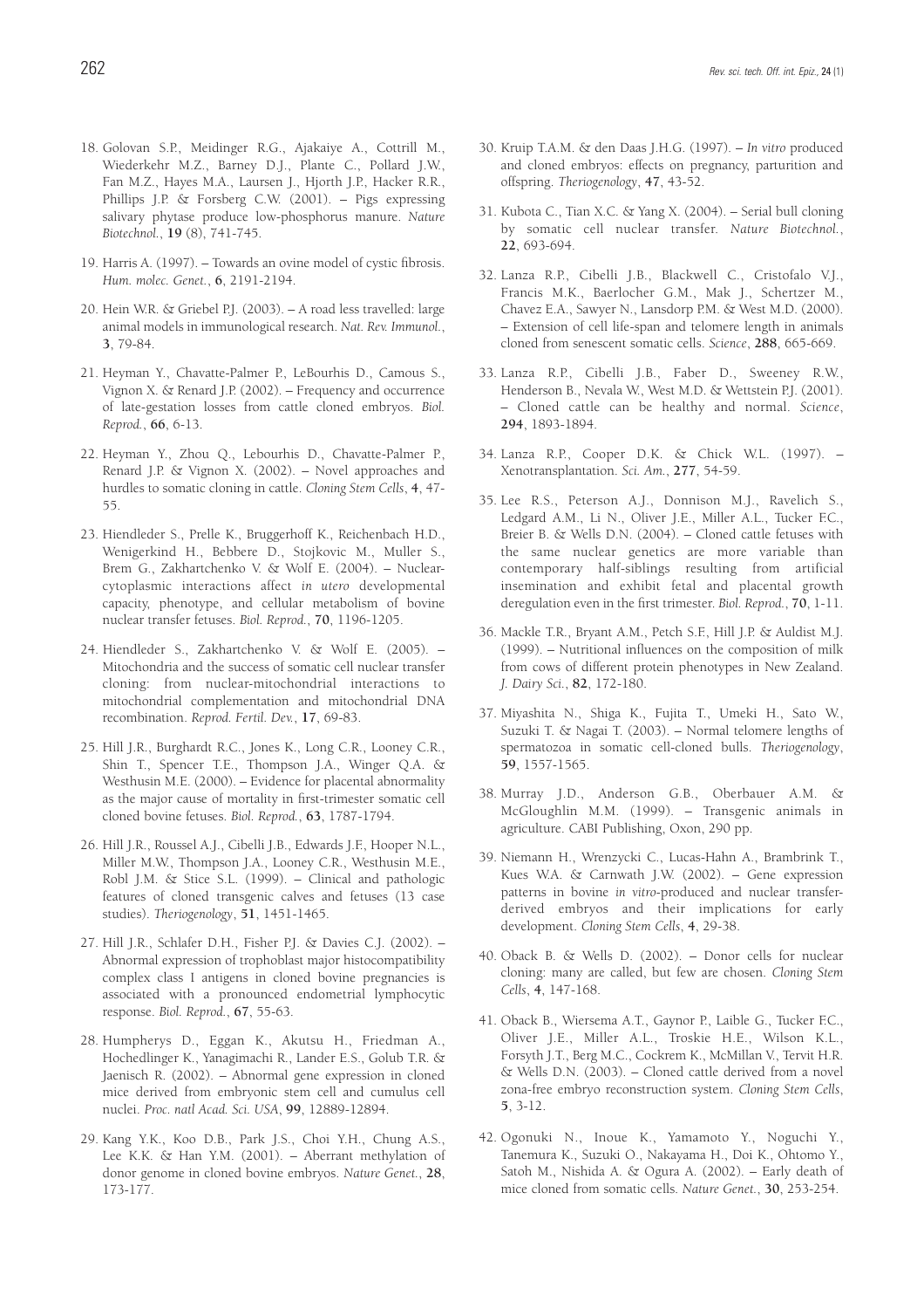18. Golovan S.P., Meidinger R.G., Ajakaiye A., Cottrill M., Wiederkehr M.Z., Barney D.J., Plante C., Pollard J.W., Fan M.Z., Hayes M.A., Laursen J., Hjorth J.P., Hacker R.R., Phillips J.P. & Forsberg C.W. (2001). – Pigs expressing salivary phytase produce low-phosphorus manure. *Nature Biotechnol.*, **19** (8), 741-745.

19. Harris A. (1997). – Towards an ovine model of cystic fibrosis. *Hum. molec. Genet.*, **6**, 2191-2194.

20. Hein W.R. & Griebel P.J. (2003). – A road less travelled: large animal models in immunological research. *Nat. Rev. Immunol.*, **3**, 79-84.

21. Heyman Y., Chavatte-Palmer P., LeBourhis D., Camous S., Vignon X. & Renard J.P. (2002). – Frequency and occurrence of late-gestation losses from cattle cloned embryos. *Biol. Reprod.*, **66**, 6-13.

22. Heyman Y., Zhou Q., Lebourhis D., Chavatte-Palmer P., Renard J.P. & Vignon X. (2002). – Novel approaches and hurdles to somatic cloning in cattle. *Cloning Stem Cells*, **4**, 47-55.

23. Hiendleder S., Prelle K., Bruggerhoff K., Reichenbach H.D., Wenigerkind H., Bebbere D., Stojkovic M., Muller S., Brem G., Zakhartchenko V. & Wolf E. (2004). – Nuclear-cytoplasmic interactions affect *in utero* developmental capacity, phenotype, and cellular metabolism of bovine nuclear transfer fetuses. *Biol. Reprod.*, **70**, 1196-1205.

24. Hiendleder S., Zakhartchenko V. & Wolf E. (2005). – Mitochondria and the success of somatic cell nuclear transfer cloning: from nuclear-mitochondrial interactions to mitochondrial complementation and mitochondrial DNA recombination. *Reprod. Fertil. Dev.*, **17**, 69-83.

25. Hill J.R., Burghardt R.C., Jones K., Long C.R., Looney C.R., Shin T., Spencer T.E., Thompson J.A., Winger Q.A. & Westhusin M.E. (2000). – Evidence for placental abnormality as the major cause of mortality in first-trimester somatic cell cloned bovine fetuses. *Biol. Reprod.*, **63**, 1787-1794.

26. Hill J.R., Roussel A.J., Cibelli J.B., Edwards J.F., Hooper N.L., Miller M.W., Thompson J.A., Looney C.R., Westhusin M.E., Robl J.M. & Stice S.L. (1999). – Clinical and pathologic features of cloned transgenic calves and fetuses (13 case studies). *Theriogenology*, **51**, 1451-1465.

27. Hill J.R., Schlafer D.H., Fisher P.J. & Davies C.J. (2002). – Abnormal expression of trophoblast major histocompatibility complex class I antigens in cloned bovine pregnancies is associated with a pronounced endometrial lymphocytic response. *Biol. Reprod.*, **67**, 55-63.

28. Humpherys D., Eggan K., Akutsu H., Friedman A., Hochedlinger K., Yanagimachi R., Lander E.S., Golub T.R. & Jaenisch R. (2002). – Abnormal gene expression in cloned mice derived from embryonic stem cell and cumulus cell nuclei. *Proc. natl Acad. Sci. USA*, **99**, 12889-12894.

29. Kang Y.K., Koo D.B., Park J.S., Choi Y.H., Chung A.S., Lee K.K. & Han Y.M. (2001). – Aberrant methylation of donor genome in cloned bovine embryos. *Nature Genet.*, **28**, 173-177.

30. Kruip T.A.M. & den Daas J.H.G. (1997). – *In vitro* produced and cloned embryos: effects on pregnancy, parturition and offspring. *Theriogenology*, **47**, 43-52.

31. Kubota C., Tian X.C. & Yang X. (2004). – Serial bull cloning by somatic cell nuclear transfer. *Nature Biotechnol.*, **22**, 693-694.

32. Lanza R.P., Cibelli J.B., Blackwell C., Cristofalo V.J., Francis M.K., Baerlocher G.M., Mak J., Schertzer M., Chavez E.A., Sawyer N., Lansdorp P.M. & West M.D. (2000). – Extension of cell life-span and telomere length in animals cloned from senescent somatic cells. *Science*, **288**, 665-669.

33. Lanza R.P., Cibelli J.B., Faber D., Sweeney R.W., Henderson B., Nevala W., West M.D. & Wettstein P.J. (2001). – Cloned cattle can be healthy and normal. *Science*, **294**, 1893-1894.

34. Lanza R.P., Cooper D.K. & Chick W.L. (1997). – Xenotransplantation. *Sci. Am.*, **277**, 54-59.

35. Lee R.S., Peterson A.J., Donnison M.J., Ravelich S., Ledgard A.M., Li N., Oliver J.E., Miller A.L., Tucker F.C., Breier B. & Wells D.N. (2004). – Cloned cattle fetuses with the same nuclear genetics are more variable than contemporary half-siblings resulting from artificial insemination and exhibit fetal and placental growth deregulation even in the first trimester. *Biol. Reprod.*, **70**, 1-11.

36. Mackle T.R., Bryant A.M., Petch S.F., Hill J.P. & Auldist M.J. (1999). – Nutritional influences on the composition of milk from cows of different protein phenotypes in New Zealand. *J. Dairy Sci.*, **82**, 172-180.

37. Miyashita N., Shiga K., Fujita T., Umeki H., Sato W., Suzuki T. & Nagai T. (2003). – Normal telomere lengths of spermatozoa in somatic cell-cloned bulls. *Theriogenology*, **59**, 1557-1565.

38. Murray J.D., Anderson G.B., Oberbauer A.M. & McGloughlin M.M. (1999). – Transgenic animals in agriculture. CABI Publishing, Oxon, 290 pp.

39. Niemann H., Wrenzycki C., Lucas-Hahn A., Brambrink T., Kues W.A. & Carnwath J.W. (2002). – Gene expression patterns in bovine *in vitro*-produced and nuclear transfer-derived embryos and their implications for early development. *Cloning Stem Cells*, **4**, 29-38.

40. Oback B. & Wells D. (2002). – Donor cells for nuclear cloning: many are called, but few are chosen. *Cloning Stem Cells*, **4**, 147-168.

41. Oback B., Wiersema A.T., Gaynor P., Laible G., Tucker F.C., Oliver J.E., Miller A.L., Troskie H.E., Wilson K.L., Forsyth J.T., Berg M.C., Cockrem K., McMillan V., Tervit H.R. & Wells D.N. (2003). – Cloned cattle derived from a novel zona-free embryo reconstruction system. *Cloning Stem Cells*, **5**, 3-12.

42. Ogonuki N., Inoue K., Yamamoto Y., Noguchi Y., Tanemura K., Suzuki O., Nakayama H., Doi K., Ohtomo Y., Satoh M., Nishida A. & Ogura A. (2002). – Early death of mice cloned from somatic cells. *Nature Genet.*, **30**, 253-254.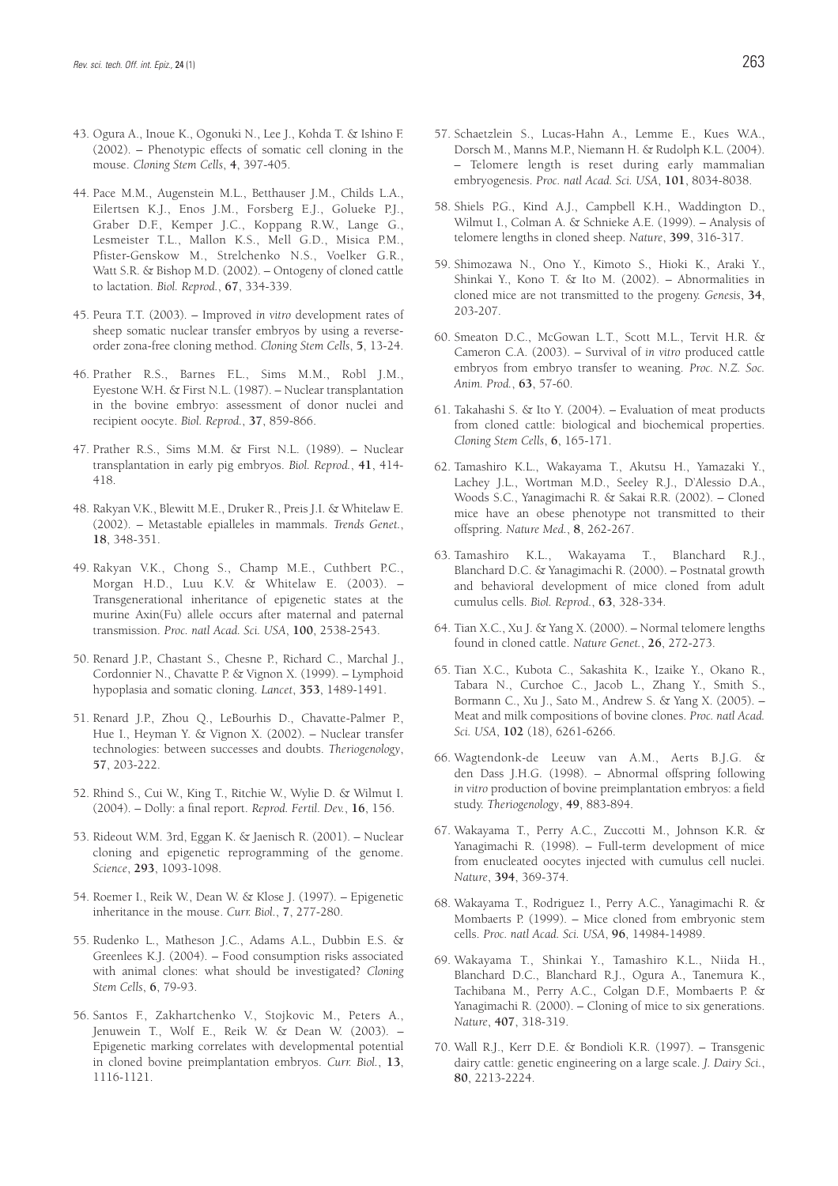43. Ogura A., Inoue K., Ogonuki N., Lee J., Kohda T. & Ishino F. (2002). – Phenotypic effects of somatic cell cloning in the mouse. *Cloning Stem Cells*, **4**, 397-405.

44. Pace M.M., Augenstein M.L., Betthauser J.M., Childs L.A., Eilertsen K.J., Enos J.M., Forsberg E.J., Golueke P.J., Graber D.F., Kemper J.C., Koppang R.W., Lange G., Lesmeister T.L., Mallon K.S., Mell G.D., Misica P.M., Pfister-Genskow M., Strelchenko N.S., Voelker G.R., Watt S.R. & Bishop M.D. (2002). – Ontogeny of cloned cattle to lactation. *Biol. Reprod.*, **67**, 334-339.

45. Peura T.T. (2003). – Improved *in vitro* development rates of sheep somatic nuclear transfer embryos by using a reverse-order zona-free cloning method. *Cloning Stem Cells*, **5**, 13-24.

46. Prather R.S., Barnes F.L., Sims M.M., Robl J.M., Eyestone W.H. & First N.L. (1987). – Nuclear transplantation in the bovine embryo: assessment of donor nuclei and recipient oocyte. *Biol. Reprod.*, **37**, 859-866.

47. Prather R.S., Sims M.M. & First N.L. (1989). – Nuclear transplantation in early pig embryos. *Biol. Reprod.*, **41**, 414-418.

48. Rakyan V.K., Blewitt M.E., Druker R., Preis J.I. & Whitelaw E. (2002). – Metastable epialleles in mammals. *Trends Genet.*, **18**, 348-351.

49. Rakyan V.K., Chong S., Champ M.E., Cuthbert P.C., Morgan H.D., Luu K.V. & Whitelaw E. (2003). – Transgenerational inheritance of epigenetic states at the murine Axin(Fu) allele occurs after maternal and paternal transmission. *Proc. natl Acad. Sci. USA*, **100**, 2538-2543.

50. Renard J.P., Chastant S., Chesne P., Richard C., Marchal J., Cordonnier N., Chavatte P. & Vignon X. (1999). – Lymphoid hypoplasia and somatic cloning. *Lancet*, **353**, 1489-1491.

51. Renard J.P., Zhou Q., LeBourhis D., Chavatte-Palmer P., Hue I., Heyman Y. & Vignon X. (2002). – Nuclear transfer technologies: between successes and doubts. *Theriogenology*, **57**, 203-222.

52. Rhind S., Cui W., King T., Ritchie W., Wylie D. & Wilmut I. (2004). – Dolly: a final report. *Reprod. Fertil. Dev.*, **16**, 156.

53. Rideout W.M. 3rd, Eggan K. & Jaenisch R. (2001). – Nuclear cloning and epigenetic reprogramming of the genome. *Science*, **293**, 1093-1098.

54. Roemer I., Reik W., Dean W. & Klose J. (1997). – Epigenetic inheritance in the mouse. *Curr. Biol.*, **7**, 277-280.

55. Rudenko L., Matheson J.C., Adams A.L., Dubbin E.S. & Greenlees K.J. (2004). – Food consumption risks associated with animal clones: what should be investigated? *Cloning Stem Cells*, **6**, 79-93.

56. Santos F., Zakhartchenko V., Stojkovic M., Peters A., Jenuwein T., Wolf E., Reik W. & Dean W. (2003). – Epigenetic marking correlates with developmental potential in cloned bovine preimplantation embryos. *Curr. Biol.*, **13**, 1116-1121.

57. Schaetzlein S., Lucas-Hahn A., Lemme E., Kues W.A., Dorsch M., Manns M.P., Niemann H. & Rudolph K.L. (2004). – Telomere length is reset during early mammalian embryogenesis. *Proc. natl Acad. Sci. USA*, **101**, 8034-8038.

58. Shiels P.G., Kind A.J., Campbell K.H., Waddington D., Wilmut I., Colman A. & Schnieke A.E. (1999). – Analysis of telomere lengths in cloned sheep. *Nature*, **399**, 316-317.

59. Shimozawa N., Ono Y., Kimoto S., Hioki K., Araki Y., Shinkai Y., Kono T. & Ito M. (2002). – Abnormalities in cloned mice are not transmitted to the progeny. *Genesis*, **34**, 203-207.

60. Smeaton D.C., McGowan L.T., Scott M.L., Tervit H.R. & Cameron C.A. (2003). – Survival of *in vitro* produced cattle embryos from embryo transfer to weaning. *Proc. N.Z. Soc. Anim. Prod.*, **63**, 57-60.

61. Takahashi S. & Ito Y. (2004). – Evaluation of meat products from cloned cattle: biological and biochemical properties. *Cloning Stem Cells*, **6**, 165-171.

62. Tamashiro K.L., Wakayama T., Akutsu H., Yamazaki Y., Lachey J.L., Wortman M.D., Seeley R.J., D'Alessio D.A., Woods S.C., Yanagimachi R. & Sakai R.R. (2002). – Cloned mice have an obese phenotype not transmitted to their offspring. *Nature Med.*, **8**, 262-267.

63. Tamashiro K.L., Wakayama T., Blanchard R.J., Blanchard D.C. & Yanagimachi R. (2000). – Postnatal growth and behavioral development of mice cloned from adult cumulus cells. *Biol. Reprod.*, **63**, 328-334.

64. Tian X.C., Xu J. & Yang X. (2000). – Normal telomere lengths found in cloned cattle. *Nature Genet.*, **26**, 272-273.

65. Tian X.C., Kubota C., Sakashita K., Izaike Y., Okano R., Tabara N., Curchoe C., Jacob L., Zhang Y., Smith S., Bormann C., Xu J., Sato M., Andrew S. & Yang X. (2005). – Meat and milk compositions of bovine clones. *Proc. natl Acad. Sci. USA*, **102** (18), 6261-6266.

66. Wagtendonk-de Leeuw van A.M., Aerts B.J.G. & den Dass J.H.G. (1998). – Abnormal offspring following *in vitro* production of bovine preimplantation embryos: a field study. *Theriogenology*, **49**, 883-894.

67. Wakayama T., Perry A.C., Zuccotti M., Johnson K.R. & Yanagimachi R. (1998). – Full-term development of mice from enucleated oocytes injected with cumulus cell nuclei. *Nature*, **394**, 369-374.

68. Wakayama T., Rodriguez I., Perry A.C., Yanagimachi R. & Mombaerts P. (1999). – Mice cloned from embryonic stem cells. *Proc. natl Acad. Sci. USA*, **96**, 14984-14989.

69. Wakayama T., Shinkai Y., Tamashiro K.L., Niida H., Blanchard D.C., Blanchard R.J., Ogura A., Tanemura K., Tachibana M., Perry A.C., Colgan D.F., Mombaerts P. & Yanagimachi R. (2000). – Cloning of mice to six generations. *Nature*, **407**, 318-319.

70. Wall R.J., Kerr D.E. & Bondioli K.R. (1997). – Transgenic dairy cattle: genetic engineering on a large scale. *J. Dairy Sci.*, **80**, 2213-2224.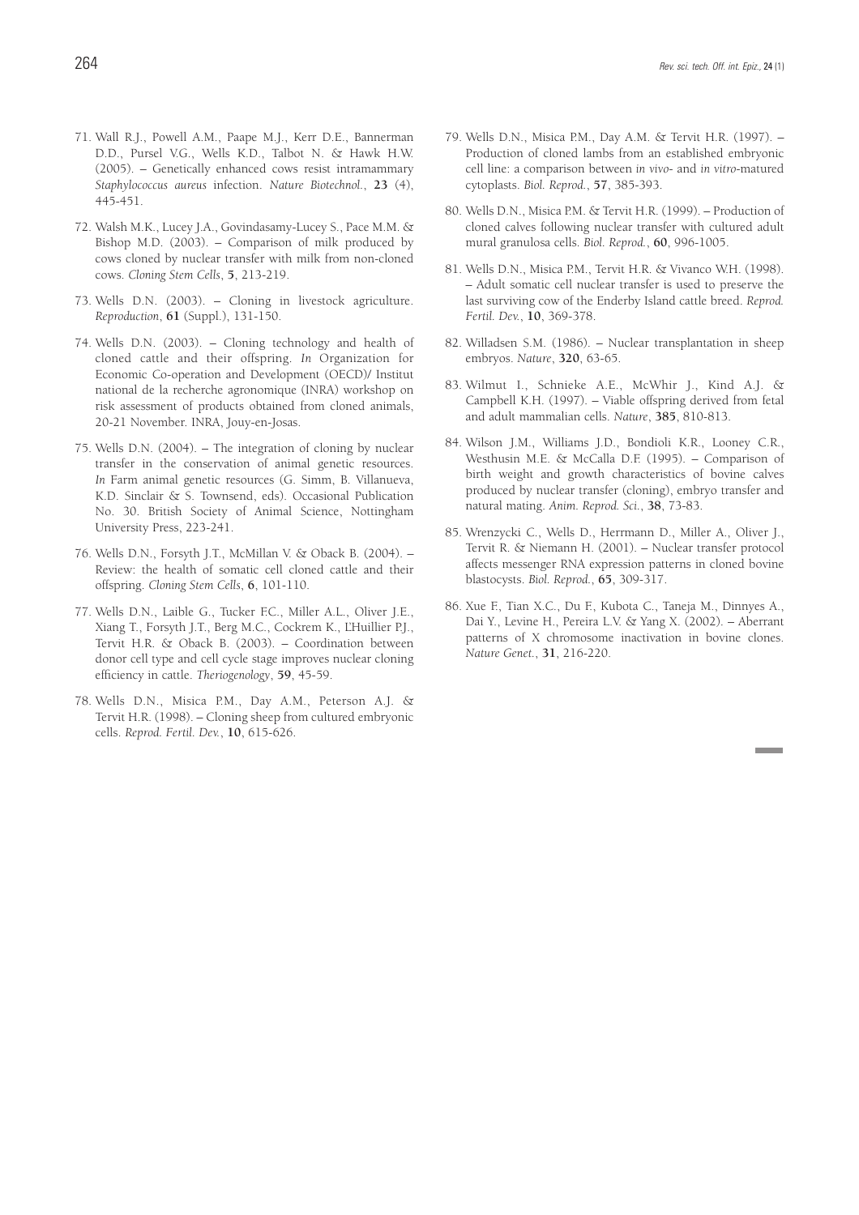71. Wall R.J., Powell A.M., Paape M.J., Kerr D.E., Bannerman D.D., Pursel V.G., Wells K.D., Talbot N. & Hawk H.W. (2005). – Genetically enhanced cows resist intramammary *Staphylococcus aureus* infection. *Nature Biotechnol.*, **23** (4), 445-451.

72. Walsh M.K., Lucey J.A., Govindasamy-Lucey S., Pace M.M. & Bishop M.D. (2003). – Comparison of milk produced by cows cloned by nuclear transfer with milk from non-cloned cows. *Cloning Stem Cells*, **5**, 213-219.

73. Wells D.N. (2003). – Cloning in livestock agriculture. *Reproduction*, **61** (Suppl.), 131-150.

74. Wells D.N. (2003). – Cloning technology and health of cloned cattle and their offspring. *In* Organization for Economic Co-operation and Development (OECD)/ Institut national de la recherche agronomique (INRA) workshop on risk assessment of products obtained from cloned animals, 20-21 November. INRA, Jouy-en-Josas.

75. Wells D.N. (2004). – The integration of cloning by nuclear transfer in the conservation of animal genetic resources. *In* Farm animal genetic resources (G. Simm, B. Villanueva, K.D. Sinclair & S. Townsend, eds). Occasional Publication No. 30. British Society of Animal Science, Nottingham University Press, 223-241.

76. Wells D.N., Forsyth J.T., McMillan V. & Oback B. (2004). – Review: the health of somatic cell cloned cattle and their offspring. *Cloning Stem Cells*, **6**, 101-110.

77. Wells D.N., Laible G., Tucker F.C., Miller A.L., Oliver J.E., Xiang T., Forsyth J.T., Berg M.C., Cockrem K., L'Huillier P.J., Tervit H.R. & Oback B. (2003). – Coordination between donor cell type and cell cycle stage improves nuclear cloning efficiency in cattle. *Theriogenology*, **59**, 45-59.

78. Wells D.N., Misica P.M., Day A.M., Peterson A.J. & Tervit H.R. (1998). – Cloning sheep from cultured embryonic cells. *Reprod. Fertil. Dev.*, **10**, 615-626.

79. Wells D.N., Misica P.M., Day A.M. & Tervit H.R. (1997). – Production of cloned lambs from an established embryonic cell line: a comparison between *in vivo*- and *in vitro*-matured cytoplasts. *Biol. Reprod.*, **57**, 385-393.

80. Wells D.N., Misica P.M. & Tervit H.R. (1999). – Production of cloned calves following nuclear transfer with cultured adult mural granulosa cells. *Biol. Reprod.*, **60**, 996-1005.

81. Wells D.N., Misica P.M., Tervit H.R. & Vivanco W.H. (1998). – Adult somatic cell nuclear transfer is used to preserve the last surviving cow of the Enderby Island cattle breed. *Reprod. Fertil. Dev.*, **10**, 369-378.

82. Willadsen S.M. (1986). – Nuclear transplantation in sheep embryos. *Nature*, **320**, 63-65.

83. Wilmut I., Schnieke A.E., McWhir J., Kind A.J. & Campbell K.H. (1997). – Viable offspring derived from fetal and adult mammalian cells. *Nature*, **385**, 810-813.

84. Wilson J.M., Williams J.D., Bondioli K.R., Looney C.R., Westhusin M.E. & McCalla D.F. (1995). – Comparison of birth weight and growth characteristics of bovine calves produced by nuclear transfer (cloning), embryo transfer and natural mating. *Anim. Reprod. Sci.*, **38**, 73-83.

85. Wrenzycki C., Wells D., Herrmann D., Miller A., Oliver J., Tervit R. & Niemann H. (2001). – Nuclear transfer protocol affects messenger RNA expression patterns in cloned bovine blastocysts. *Biol. Reprod.*, **65**, 309-317.

86. Xue F., Tian X.C., Du F., Kubota C., Taneja M., Dinnyes A., Dai Y., Levine H., Pereira L.V. & Yang X. (2002). – Aberrant patterns of X chromosome inactivation in bovine clones. *Nature Genet.*, **31**, 216-220.